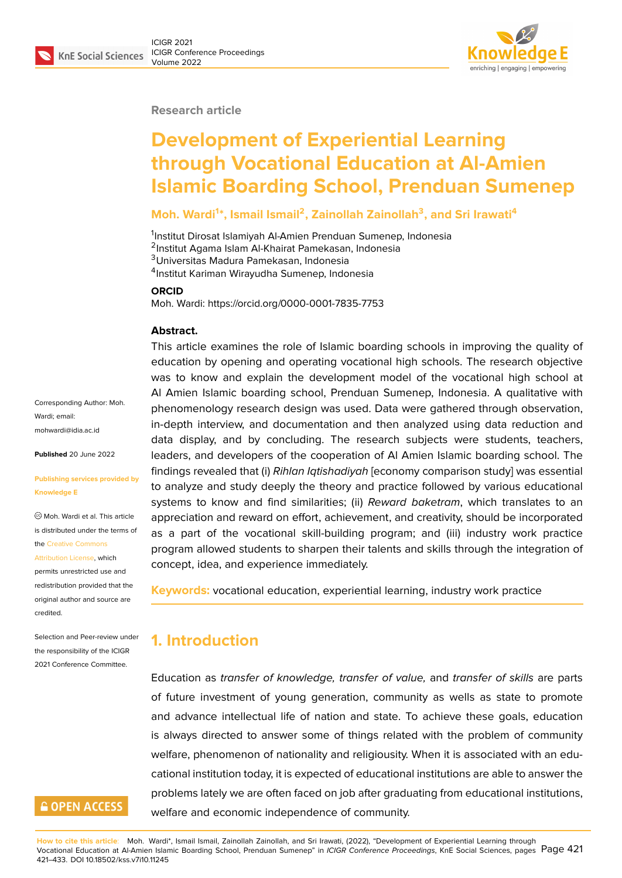Research article

# Development of Experiential Learning through Vocational Education at Al-Amien Islamic Boarding School, Prenduan Sumenep

**Moh. Wardi[1]*, Ismail Ismail[2], Zainollah Zainollah[3], and Sri Irawati[4]**

[1]Institut Dirosat Islamiyah Al-Amien Prenduan Sumenep, Indonesia
[2]Institut Agama Islam Al-Khairat Pamekasan, Indonesia
[3]Universitas Madura Pamekasan, Indonesia
[4]Institut Kariman Wirayudha Sumenep, Indonesia

**ORCID**
Moh. Wardi: https://orcid.org/0000-0001-7835-7753

Corresponding Author: Moh. Wardi; email: mohwardi@idia.ac.id

**Published** 20 June 2022

**Publishing services provided by Knowledge E**

© Moh. Wardi et al. This article is distributed under the terms of the Creative Commons Attribution License, which permits unrestricted use and redistribution provided that the original author and source are credited.

Selection and Peer-review under the responsibility of the ICIGR 2021 Conference Committee.

**Abstract.**
This article examines the role of Islamic boarding schools in improving the quality of education by opening and operating vocational high schools. The research objective was to know and explain the development model of the vocational high school at Al Amien Islamic boarding school, Prenduan Sumenep, Indonesia. A qualitative with phenomenology research design was used. Data were gathered through observation, in-depth interview, and documentation and then analyzed using data reduction and data display, and by concluding. The research subjects were students, teachers, leaders, and developers of the cooperation of Al Amien Islamic boarding school. The findings revealed that (i) *Rihlan Iqtishadiyah* [economy comparison study] was essential to analyze and study deeply the theory and practice followed by various educational systems to know and find similarities; (ii) *Reward baketram*, which translates to an appreciation and reward on effort, achievement, and creativity, should be incorporated as a part of the vocational skill-building program; and (iii) industry work practice program allowed students to sharpen their talents and skills through the integration of concept, idea, and experience immediately.

**Keywords:** vocational education, experiential learning, industry work practice

## 1. Introduction

Education as *transfer of knowledge, transfer of value,* and *transfer of skills* are parts of future investment of young generation, community as wells as state to promote and advance intellectual life of nation and state. To achieve these goals, education is always directed to answer some of things related with the problem of community welfare, phenomenon of nationality and religiousity. When it is associated with an educational institution today, it is expected of educational institutions are able to answer the problems lately we are often faced on job after graduating from educational institutions, welfare and economic independence of community.

**How to cite this article**: Moh. Wardi*, Ismail Ismail, Zainollah Zainollah, and Sri Irawati, (2022), "Development of Experiential Learning through Vocational Education at Al-Amien Islamic Boarding School, Prenduan Sumenep" in *ICIGR Conference Proceedings*, KnE Social Sciences, pages 421–433. DOI 10.18502/kss.v7i10.11245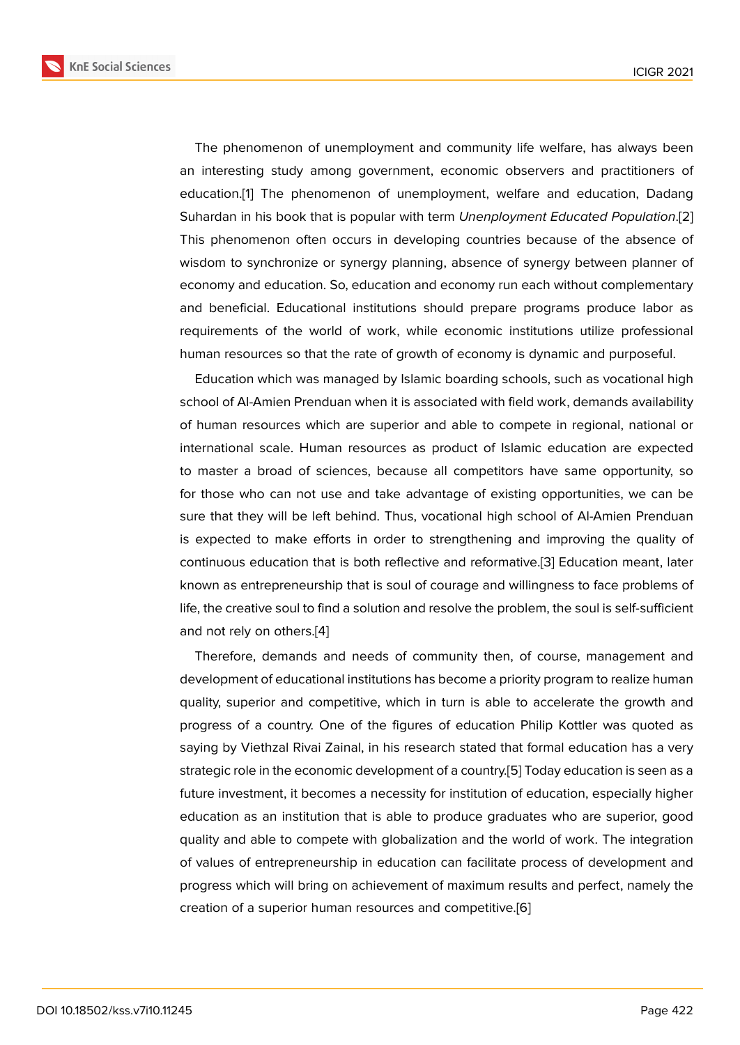The phenomenon of unemployment and community life welfare, has always been an interesting study among government, economic observers and practitioners of education.[1] The phenomenon of unemployment, welfare and education, Dadang Suhardan in his book that is popular with term *Unenployment Educated Population*.[2] This phenomenon often occurs in developing countries because of the absence of wisdom to synchronize or synergy planning, absence of synergy between planner of economy and education. So, education and economy run each without complementary and beneficial. Educational institutions should prepare programs produce labor as requirements of the world of work, while economic institutions utilize professional human resources so that the rate of growth of economy is dynamic and purposeful.

Education which was managed by Islamic boarding schools, such as vocational high school of Al-Amien Prenduan when it is associated with field work, demands availability of human resources which are superior and able to compete in regional, national or international scale. Human resources as product of Islamic education are expected to master a broad of sciences, because all competitors have same opportunity, so for those who can not use and take advantage of existing opportunities, we can be sure that they will be left behind. Thus, vocational high school of Al-Amien Prenduan is expected to make efforts in order to strengthening and improving the quality of continuous education that is both reflective and reformative.[3] Education meant, later known as entrepreneurship that is soul of courage and willingness to face problems of life, the creative soul to find a solution and resolve the problem, the soul is self-sufficient and not rely on others.[4]

Therefore, demands and needs of community then, of course, management and development of educational institutions has become a priority program to realize human quality, superior and competitive, which in turn is able to accelerate the growth and progress of a country. One of the figures of education Philip Kottler was quoted as saying by Viethzal Rivai Zainal, in his research stated that formal education has a very strategic role in the economic development of a country.[5] Today education is seen as a future investment, it becomes a necessity for institution of education, especially higher education as an institution that is able to produce graduates who are superior, good quality and able to compete with globalization and the world of work. The integration of values of entrepreneurship in education can facilitate process of development and progress which will bring on achievement of maximum results and perfect, namely the creation of a superior human resources and competitive.[6]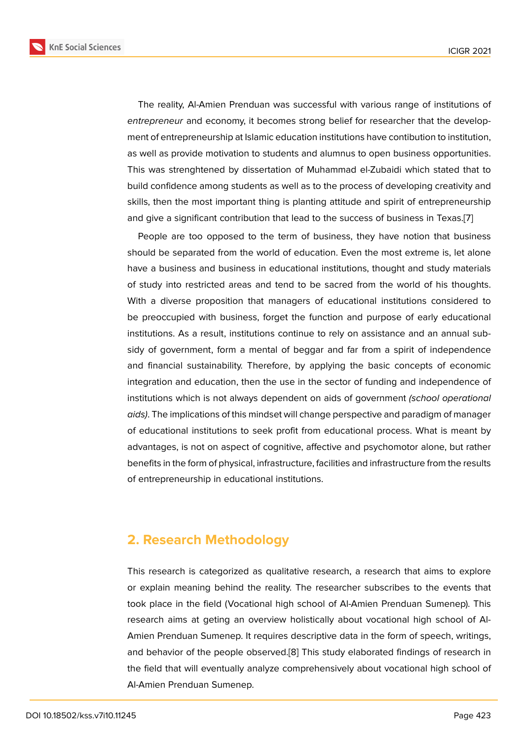The reality, Al-Amien Prenduan was successful with various range of institutions of *entrepreneur* and economy, it becomes strong belief for researcher that the development of entrepreneurship at Islamic education institutions have contibution to institution, as well as provide motivation to students and alumnus to open business opportunities. This was strenghtened by dissertation of Muhammad el-Zubaidi which stated that to build confidence among students as well as to the process of developing creativity and skills, then the most important thing is planting attitude and spirit of entrepreneurship and give a significant contribution that lead to the success of business in Texas.[7]

People are too opposed to the term of business, they have notion that business should be separated from the world of education. Even the most extreme is, let alone have a business and business in educational institutions, thought and study materials of study into restricted areas and tend to be sacred from the world of his thoughts. With a diverse proposition that managers of educational institutions considered to be preoccupied with business, forget the function and purpose of early educational institutions. As a result, institutions continue to rely on assistance and an annual subsidy of government, form a mental of beggar and far from a spirit of independence and financial sustainability. Therefore, by applying the basic concepts of economic integration and education, then the use in the sector of funding and independence of institutions which is not always dependent on aids of government *(school operational aids)*. The implications of this mindset will change perspective and paradigm of manager of educational institutions to seek profit from educational process. What is meant by advantages, is not on aspect of cognitive, affective and psychomotor alone, but rather benefits in the form of physical, infrastructure, facilities and infrastructure from the results of entrepreneurship in educational institutions.

## 2. Research Methodology

This research is categorized as qualitative research, a research that aims to explore or explain meaning behind the reality. The researcher subscribes to the events that took place in the field (Vocational high school of Al-Amien Prenduan Sumenep). This research aims at geting an overview holistically about vocational high school of Al-Amien Prenduan Sumenep. It requires descriptive data in the form of speech, writings, and behavior of the people observed.[8] This study elaborated findings of research in the field that will eventually analyze comprehensively about vocational high school of Al-Amien Prenduan Sumenep.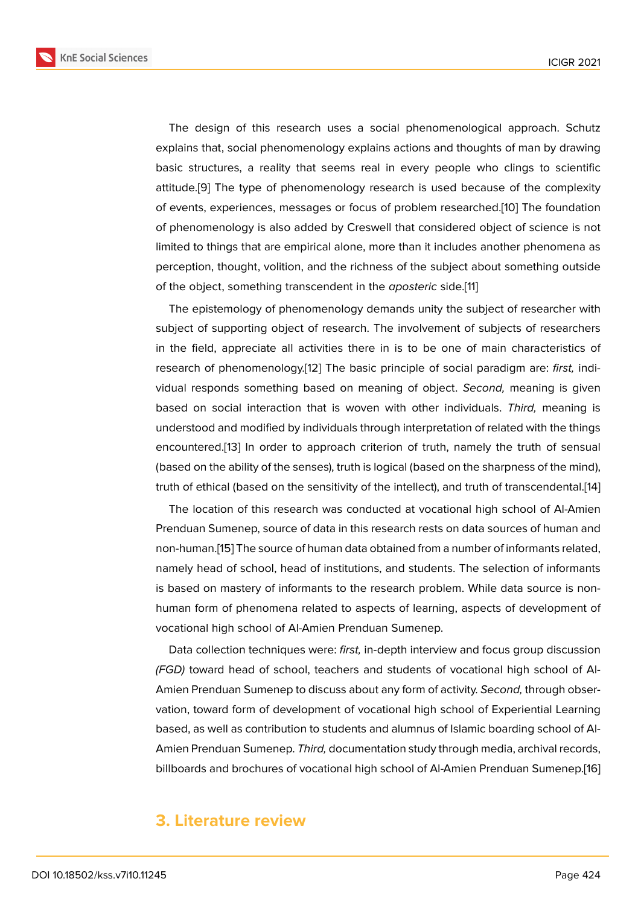The design of this research uses a social phenomenological approach. Schutz explains that, social phenomenology explains actions and thoughts of man by drawing basic structures, a reality that seems real in every people who clings to scientific attitude.[9] The type of phenomenology research is used because of the complexity of events, experiences, messages or focus of problem researched.[10] The foundation of phenomenology is also added by Creswell that considered object of science is not limited to things that are empirical alone, more than it includes another phenomena as perception, thought, volition, and the richness of the subject about something outside of the object, something transcendent in the *aposteric* side.[11]

The epistemology of phenomenology demands unity the subject of researcher with subject of supporting object of research. The involvement of subjects of researchers in the field, appreciate all activities there in is to be one of main characteristics of research of phenomenology.[12] The basic principle of social paradigm are: *first,* individual responds something based on meaning of object. *Second,* meaning is given based on social interaction that is woven with other individuals. *Third,* meaning is understood and modified by individuals through interpretation of related with the things encountered.[13] In order to approach criterion of truth, namely the truth of sensual (based on the ability of the senses), truth is logical (based on the sharpness of the mind), truth of ethical (based on the sensitivity of the intellect), and truth of transcendental.[14]

The location of this research was conducted at vocational high school of Al-Amien Prenduan Sumenep, source of data in this research rests on data sources of human and non-human.[15] The source of human data obtained from a number of informants related, namely head of school, head of institutions, and students. The selection of informants is based on mastery of informants to the research problem. While data source is non-human form of phenomena related to aspects of learning, aspects of development of vocational high school of Al-Amien Prenduan Sumenep.

Data collection techniques were: *first,* in-depth interview and focus group discussion *(FGD)* toward head of school, teachers and students of vocational high school of Al-Amien Prenduan Sumenep to discuss about any form of activity. *Second,* through observation, toward form of development of vocational high school of Experiential Learning based, as well as contribution to students and alumnus of Islamic boarding school of Al-Amien Prenduan Sumenep. *Third,* documentation study through media, archival records, billboards and brochures of vocational high school of Al-Amien Prenduan Sumenep.[16]

## 3. Literature review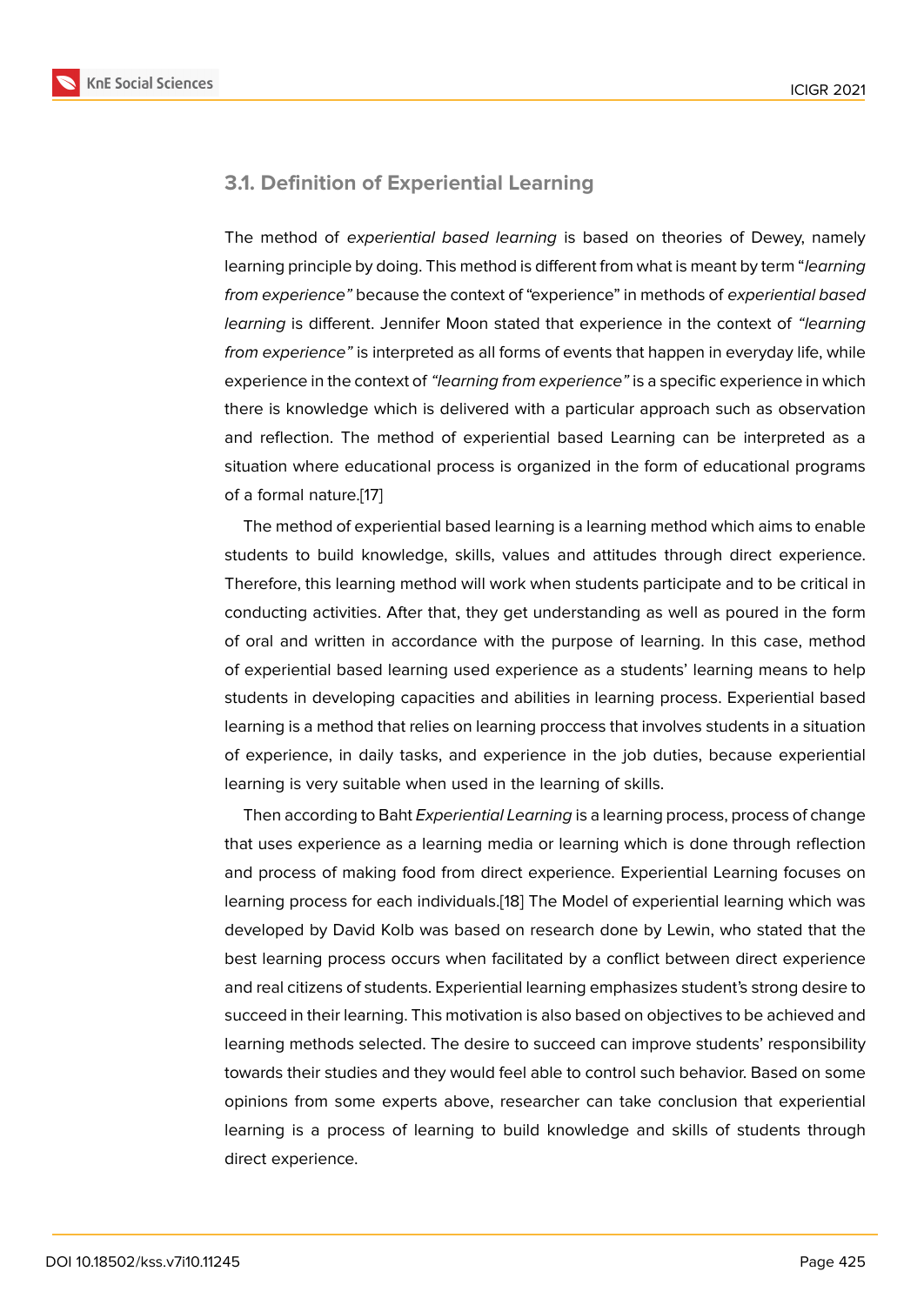### 3.1. Definition of Experiential Learning

The method of *experiential based learning* is based on theories of Dewey, namely learning principle by doing. This method is different from what is meant by term "*learning from experience"* because the context of "experience" in methods of *experiential based learning* is different. Jennifer Moon stated that experience in the context of *"learning from experience"* is interpreted as all forms of events that happen in everyday life, while experience in the context of *"learning from experience"* is a specific experience in which there is knowledge which is delivered with a particular approach such as observation and reflection. The method of experiential based Learning can be interpreted as a situation where educational process is organized in the form of educational programs of a formal nature.[17]

The method of experiential based learning is a learning method which aims to enable students to build knowledge, skills, values and attitudes through direct experience. Therefore, this learning method will work when students participate and to be critical in conducting activities. After that, they get understanding as well as poured in the form of oral and written in accordance with the purpose of learning. In this case, method of experiential based learning used experience as a students' learning means to help students in developing capacities and abilities in learning process. Experiential based learning is a method that relies on learning proccess that involves students in a situation of experience, in daily tasks, and experience in the job duties, because experiential learning is very suitable when used in the learning of skills.

Then according to Baht *Experiential Learning* is a learning process, process of change that uses experience as a learning media or learning which is done through reflection and process of making food from direct experience. Experiential Learning focuses on learning process for each individuals.[18] The Model of experiential learning which was developed by David Kolb was based on research done by Lewin, who stated that the best learning process occurs when facilitated by a conflict between direct experience and real citizens of students. Experiential learning emphasizes student's strong desire to succeed in their learning. This motivation is also based on objectives to be achieved and learning methods selected. The desire to succeed can improve students' responsibility towards their studies and they would feel able to control such behavior. Based on some opinions from some experts above, researcher can take conclusion that experiential learning is a process of learning to build knowledge and skills of students through direct experience.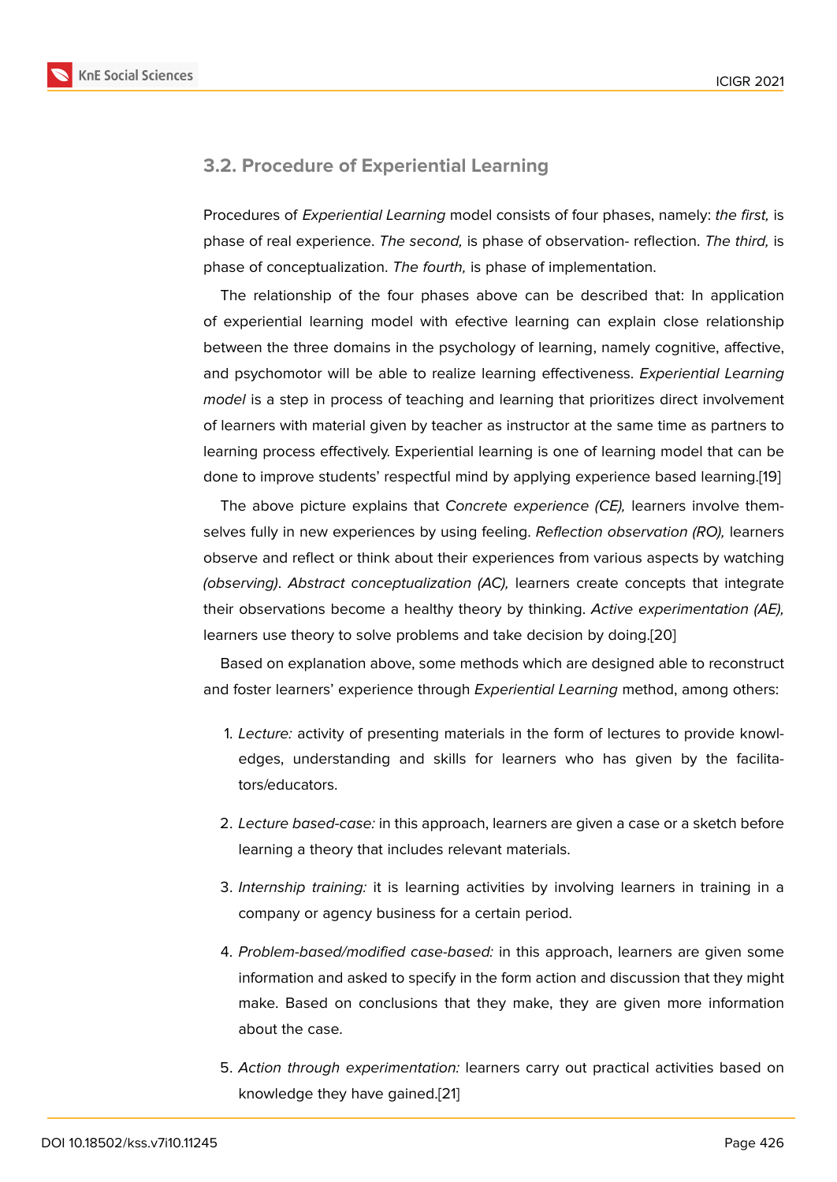### 3.2. Procedure of Experiential Learning

Procedures of *Experiential Learning* model consists of four phases, namely: *the first,* is phase of real experience. *The second,* is phase of observation- reflection. *The third,* is phase of conceptualization. *The fourth,* is phase of implementation.

The relationship of the four phases above can be described that: In application of experiential learning model with efective learning can explain close relationship between the three domains in the psychology of learning, namely cognitive, affective, and psychomotor will be able to realize learning effectiveness. *Experiential Learning model* is a step in process of teaching and learning that prioritizes direct involvement of learners with material given by teacher as instructor at the same time as partners to learning process effectively. Experiential learning is one of learning model that can be done to improve students' respectful mind by applying experience based learning.[19]

The above picture explains that *Concrete experience (CE),* learners involve themselves fully in new experiences by using feeling. *Reflection observation (RO),* learners observe and reflect or think about their experiences from various aspects by watching *(observing)*. *Abstract conceptualization (AC),* learners create concepts that integrate their observations become a healthy theory by thinking. *Active experimentation (AE),* learners use theory to solve problems and take decision by doing.[20]

Based on explanation above, some methods which are designed able to reconstruct and foster learners' experience through *Experiential Learning* method, among others:

1. *Lecture:* activity of presenting materials in the form of lectures to provide knowledges, understanding and skills for learners who has given by the facilitators/educators.

2. *Lecture based-case:* in this approach, learners are given a case or a sketch before learning a theory that includes relevant materials.

3. *Internship training:* it is learning activities by involving learners in training in a company or agency business for a certain period.

4. *Problem-based/modified case-based:* in this approach, learners are given some information and asked to specify in the form action and discussion that they might make. Based on conclusions that they make, they are given more information about the case.

5. *Action through experimentation:* learners carry out practical activities based on knowledge they have gained.[21]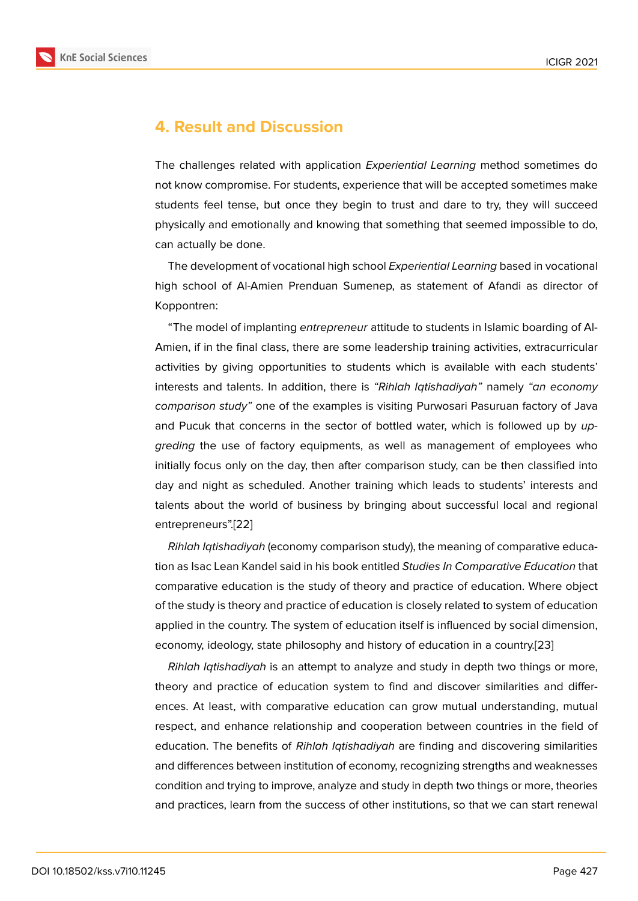## 4. Result and Discussion

The challenges related with application *Experiential Learning* method sometimes do not know compromise. For students, experience that will be accepted sometimes make students feel tense, but once they begin to trust and dare to try, they will succeed physically and emotionally and knowing that something that seemed impossible to do, can actually be done.

The development of vocational high school *Experiential Learning* based in vocational high school of Al-Amien Prenduan Sumenep, as statement of Afandi as director of Koppontren:

"The model of implanting *entrepreneur* attitude to students in Islamic boarding of Al-Amien, if in the final class, there are some leadership training activities, extracurricular activities by giving opportunities to students which is available with each students' interests and talents. In addition, there is *"Rihlah Iqtishadiyah"* namely *"an economy comparison study"* one of the examples is visiting Purwosari Pasuruan factory of Java and Pucuk that concerns in the sector of bottled water, which is followed up by *upgreding* the use of factory equipments, as well as management of employees who initially focus only on the day, then after comparison study, can be then classified into day and night as scheduled. Another training which leads to students' interests and talents about the world of business by bringing about successful local and regional entrepreneurs".[22]

*Rihlah Iqtishadiyah* (economy comparison study), the meaning of comparative education as Isac Lean Kandel said in his book entitled *Studies In Comparative Education* that comparative education is the study of theory and practice of education. Where object of the study is theory and practice of education is closely related to system of education applied in the country. The system of education itself is influenced by social dimension, economy, ideology, state philosophy and history of education in a country.[23]

*Rihlah Iqtishadiyah* is an attempt to analyze and study in depth two things or more, theory and practice of education system to find and discover similarities and differences. At least, with comparative education can grow mutual understanding, mutual respect, and enhance relationship and cooperation between countries in the field of education. The benefits of *Rihlah Iqtishadiyah* are finding and discovering similarities and differences between institution of economy, recognizing strengths and weaknesses condition and trying to improve, analyze and study in depth two things or more, theories and practices, learn from the success of other institutions, so that we can start renewal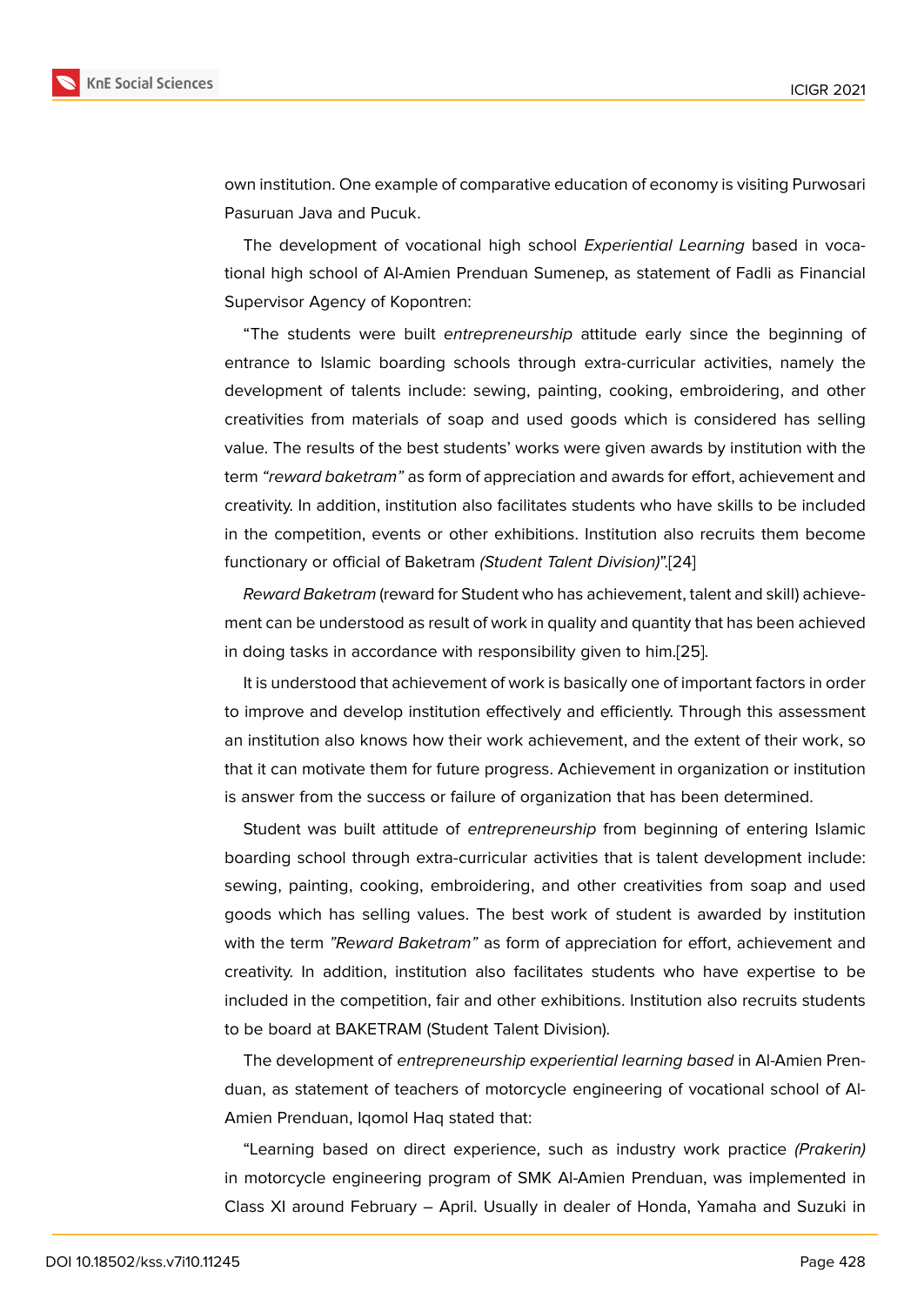own institution. One example of comparative education of economy is visiting Purwosari Pasuruan Java and Pucuk.

The development of vocational high school *Experiential Learning* based in vocational high school of Al-Amien Prenduan Sumenep, as statement of Fadli as Financial Supervisor Agency of Kopontren:

“The students were built *entrepreneurship* attitude early since the beginning of entrance to Islamic boarding schools through extra-curricular activities, namely the development of talents include: sewing, painting, cooking, embroidering, and other creativities from materials of soap and used goods which is considered has selling value. The results of the best students' works were given awards by institution with the term *“reward baketram”* as form of appreciation and awards for effort, achievement and creativity. In addition, institution also facilitates students who have skills to be included in the competition, events or other exhibitions. Institution also recruits them become functionary or official of Baketram *(Student Talent Division)*”.[24]

*Reward Baketram* (reward for Student who has achievement, talent and skill) achievement can be understood as result of work in quality and quantity that has been achieved in doing tasks in accordance with responsibility given to him.[25].

It is understood that achievement of work is basically one of important factors in order to improve and develop institution effectively and efficiently. Through this assessment an institution also knows how their work achievement, and the extent of their work, so that it can motivate them for future progress. Achievement in organization or institution is answer from the success or failure of organization that has been determined.

Student was built attitude of *entrepreneurship* from beginning of entering Islamic boarding school through extra-curricular activities that is talent development include: sewing, painting, cooking, embroidering, and other creativities from soap and used goods which has selling values. The best work of student is awarded by institution with the term *"Reward Baketram"* as form of appreciation for effort, achievement and creativity. In addition, institution also facilitates students who have expertise to be included in the competition, fair and other exhibitions. Institution also recruits students to be board at BAKETRAM (Student Talent Division).

The development of *entrepreneurship experiential learning based* in Al-Amien Prenduan, as statement of teachers of motorcycle engineering of vocational school of Al-Amien Prenduan, Iqomol Haq stated that:

“Learning based on direct experience, such as industry work practice *(Prakerin)* in motorcycle engineering program of SMK Al-Amien Prenduan, was implemented in Class XI around February – April. Usually in dealer of Honda, Yamaha and Suzuki in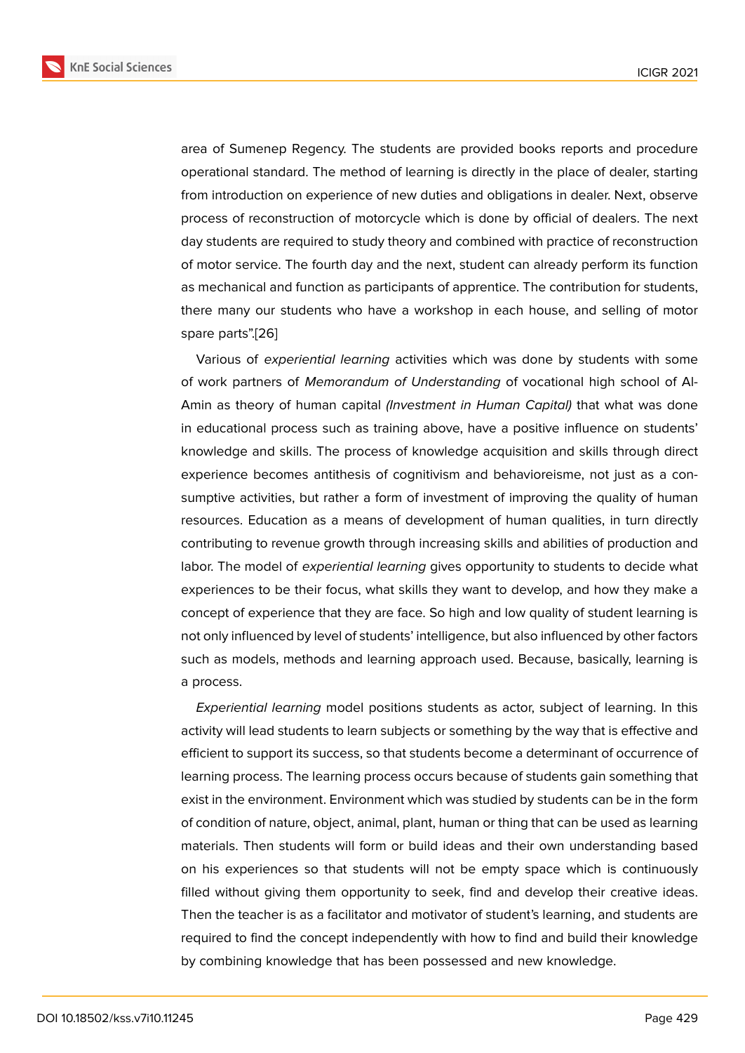area of Sumenep Regency. The students are provided books reports and procedure operational standard. The method of learning is directly in the place of dealer, starting from introduction on experience of new duties and obligations in dealer. Next, observe process of reconstruction of motorcycle which is done by official of dealers. The next day students are required to study theory and combined with practice of reconstruction of motor service. The fourth day and the next, student can already perform its function as mechanical and function as participants of apprentice. The contribution for students, there many our students who have a workshop in each house, and selling of motor spare parts".[26]

Various of *experiential learning* activities which was done by students with some of work partners of *Memorandum of Understanding* of vocational high school of Al-Amin as theory of human capital *(Investment in Human Capital)* that what was done in educational process such as training above, have a positive influence on students' knowledge and skills. The process of knowledge acquisition and skills through direct experience becomes antithesis of cognitivism and behavioreisme, not just as a consumptive activities, but rather a form of investment of improving the quality of human resources. Education as a means of development of human qualities, in turn directly contributing to revenue growth through increasing skills and abilities of production and labor. The model of *experiential learning* gives opportunity to students to decide what experiences to be their focus, what skills they want to develop, and how they make a concept of experience that they are face. So high and low quality of student learning is not only influenced by level of students' intelligence, but also influenced by other factors such as models, methods and learning approach used. Because, basically, learning is a process.

*Experiential learning* model positions students as actor, subject of learning. In this activity will lead students to learn subjects or something by the way that is effective and efficient to support its success, so that students become a determinant of occurrence of learning process. The learning process occurs because of students gain something that exist in the environment. Environment which was studied by students can be in the form of condition of nature, object, animal, plant, human or thing that can be used as learning materials. Then students will form or build ideas and their own understanding based on his experiences so that students will not be empty space which is continuously filled without giving them opportunity to seek, find and develop their creative ideas. Then the teacher is as a facilitator and motivator of student's learning, and students are required to find the concept independently with how to find and build their knowledge by combining knowledge that has been possessed and new knowledge.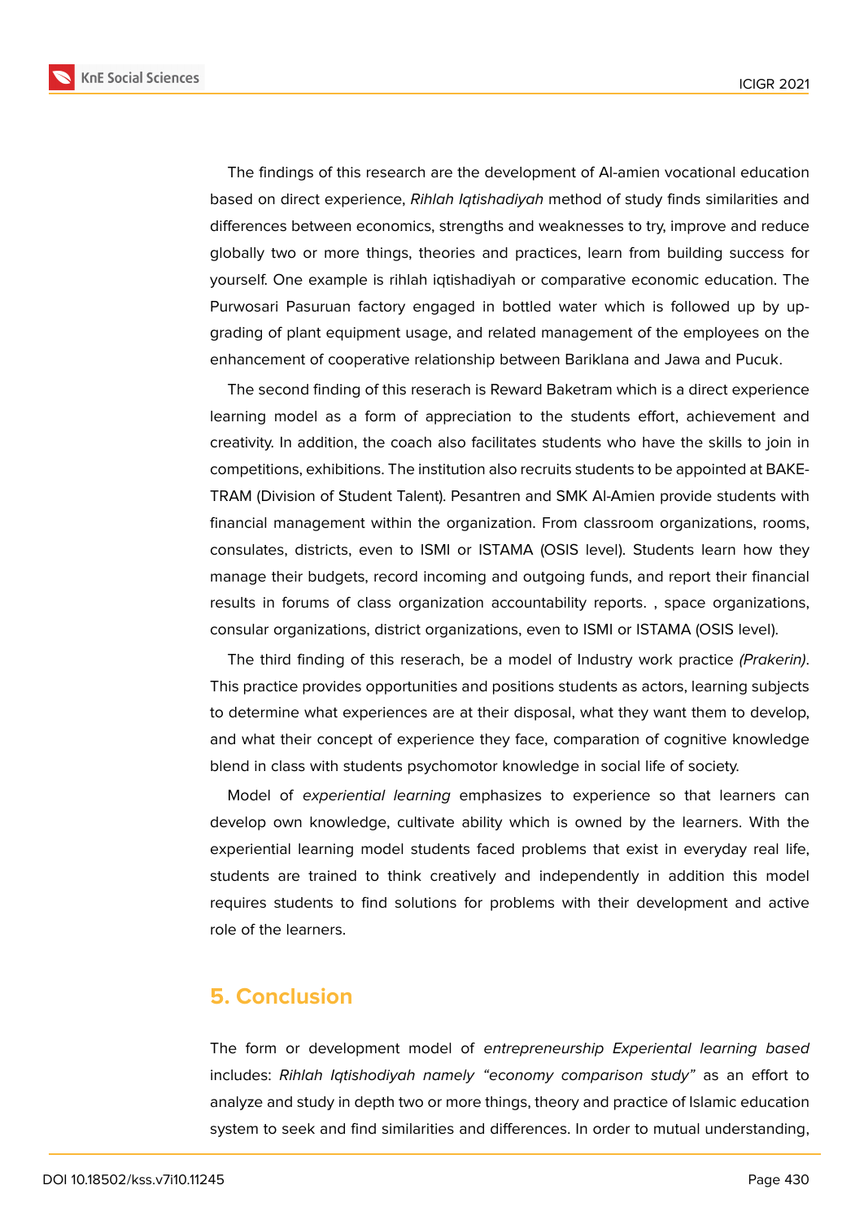The findings of this research are the development of Al-amien vocational education based on direct experience, *Rihlah Iqtishadiyah* method of study finds similarities and differences between economics, strengths and weaknesses to try, improve and reduce globally two or more things, theories and practices, learn from building success for yourself. One example is rihlah iqtishadiyah or comparative economic education. The Purwosari Pasuruan factory engaged in bottled water which is followed up by upgrading of plant equipment usage, and related management of the employees on the enhancement of cooperative relationship between Bariklana and Jawa and Pucuk.

The second finding of this reserach is Reward Baketram which is a direct experience learning model as a form of appreciation to the students effort, achievement and creativity. In addition, the coach also facilitates students who have the skills to join in competitions, exhibitions. The institution also recruits students to be appointed at BAKETRAM (Division of Student Talent). Pesantren and SMK Al-Amien provide students with financial management within the organization. From classroom organizations, rooms, consulates, districts, even to ISMI or ISTAMA (OSIS level). Students learn how they manage their budgets, record incoming and outgoing funds, and report their financial results in forums of class organization accountability reports. , space organizations, consular organizations, district organizations, even to ISMI or ISTAMA (OSIS level).

The third finding of this reserach, be a model of Industry work practice *(Prakerin)*. This practice provides opportunities and positions students as actors, learning subjects to determine what experiences are at their disposal, what they want them to develop, and what their concept of experience they face, comparation of cognitive knowledge blend in class with students psychomotor knowledge in social life of society.

Model of *experiential learning* emphasizes to experience so that learners can develop own knowledge, cultivate ability which is owned by the learners. With the experiential learning model students faced problems that exist in everyday real life, students are trained to think creatively and independently in addition this model requires students to find solutions for problems with their development and active role of the learners.

## 5. Conclusion

The form or development model of *entrepreneurship Experiental learning based* includes: *Rihlah Iqtishodiyah namely "economy comparison study"* as an effort to analyze and study in depth two or more things, theory and practice of Islamic education system to seek and find similarities and differences. In order to mutual understanding,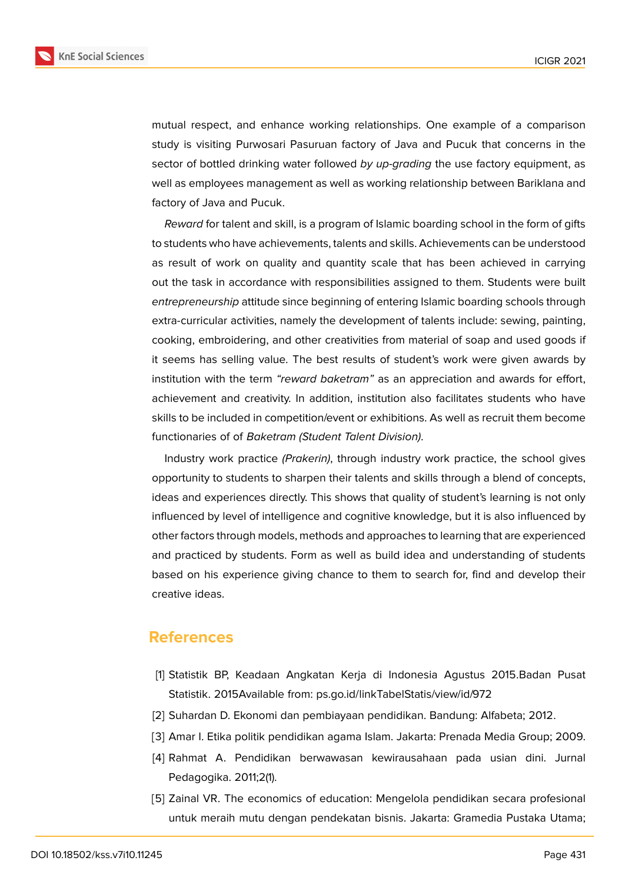mutual respect, and enhance working relationships. One example of a comparison study is visiting Purwosari Pasuruan factory of Java and Pucuk that concerns in the sector of bottled drinking water followed *by up-grading* the use factory equipment, as well as employees management as well as working relationship between Bariklana and factory of Java and Pucuk.

*Reward* for talent and skill, is a program of Islamic boarding school in the form of gifts to students who have achievements, talents and skills. Achievements can be understood as result of work on quality and quantity scale that has been achieved in carrying out the task in accordance with responsibilities assigned to them. Students were built *entrepreneurship* attitude since beginning of entering Islamic boarding schools through extra-curricular activities, namely the development of talents include: sewing, painting, cooking, embroidering, and other creativities from material of soap and used goods if it seems has selling value. The best results of student's work were given awards by institution with the term *"reward baketram"* as an appreciation and awards for effort, achievement and creativity. In addition, institution also facilitates students who have skills to be included in competition/event or exhibitions. As well as recruit them become functionaries of of *Baketram (Student Talent Division)*.

Industry work practice *(Prakerin)*, through industry work practice, the school gives opportunity to students to sharpen their talents and skills through a blend of concepts, ideas and experiences directly. This shows that quality of student's learning is not only influenced by level of intelligence and cognitive knowledge, but it is also influenced by other factors through models, methods and approaches to learning that are experienced and practiced by students. Form as well as build idea and understanding of students based on his experience giving chance to them to search for, find and develop their creative ideas.

## References

[1] Statistik BP, Keadaan Angkatan Kerja di Indonesia Agustus 2015.Badan Pusat Statistik. 2015Available from: ps.go.id/linkTabelStatis/view/id/972

[2] Suhardan D. Ekonomi dan pembiayaan pendidikan. Bandung: Alfabeta; 2012.

[3] Amar I. Etika politik pendidikan agama Islam. Jakarta: Prenada Media Group; 2009.

[4] Rahmat A. Pendidikan berwawasan kewirausahaan pada usian dini. Jurnal Pedagogika. 2011;2(1).

[5] Zainal VR. The economics of education: Mengelola pendidikan secara profesional untuk meraih mutu dengan pendekatan bisnis. Jakarta: Gramedia Pustaka Utama;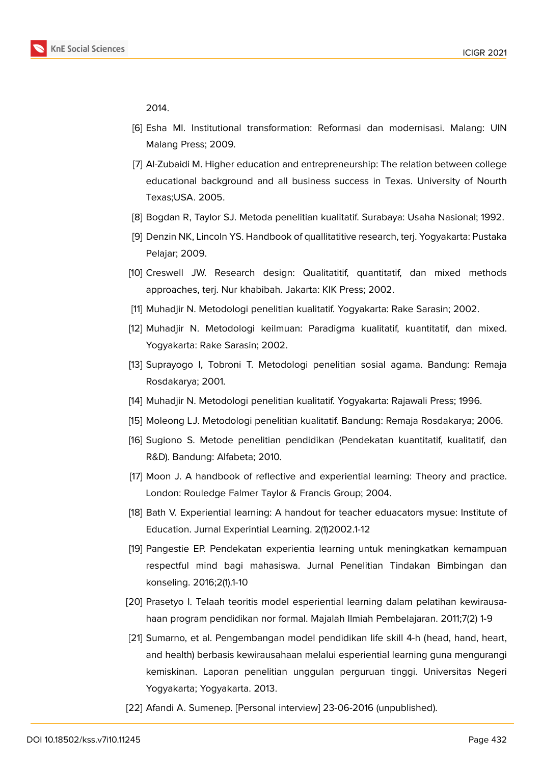2014.

[6] Esha MI. Institutional transformation: Reformasi dan modernisasi. Malang: UIN Malang Press; 2009.

[7] Al-Zubaidi M. Higher education and entrepreneurship: The relation between college educational background and all business success in Texas. University of Nourth Texas;USA. 2005.

[8] Bogdan R, Taylor SJ. Metoda penelitian kualitatif. Surabaya: Usaha Nasional; 1992.

[9] Denzin NK, Lincoln YS. Handbook of quallitatitive research, terj. Yogyakarta: Pustaka Pelajar; 2009.

[10] Creswell JW. Research design: Qualitatitif, quantitatif, dan mixed methods approaches, terj. Nur khabibah. Jakarta: KIK Press; 2002.

[11] Muhadjir N. Metodologi penelitian kualitatif. Yogyakarta: Rake Sarasin; 2002.

[12] Muhadjir N. Metodologi keilmuan: Paradigma kualitatif, kuantitatif, dan mixed. Yogyakarta: Rake Sarasin; 2002.

[13] Suprayogo I, Tobroni T. Metodologi penelitian sosial agama. Bandung: Remaja Rosdakarya; 2001.

[14] Muhadjir N. Metodologi penelitian kualitatif. Yogyakarta: Rajawali Press; 1996.

[15] Moleong LJ. Metodologi penelitian kualitatif. Bandung: Remaja Rosdakarya; 2006.

[16] Sugiono S. Metode penelitian pendidikan (Pendekatan kuantitatif, kualitatif, dan R&D). Bandung: Alfabeta; 2010.

[17] Moon J. A handbook of reflective and experiential learning: Theory and practice. London: Rouledge Falmer Taylor & Francis Group; 2004.

[18] Bath V. Experiential learning: A handout for teacher eduacators mysue: Institute of Education. Jurnal Experintial Learning. 2(1)2002.1-12

[19] Pangestie EP. Pendekatan experientia learning untuk meningkatkan kemampuan respectful mind bagi mahasiswa. Jurnal Penelitian Tindakan Bimbingan dan konseling. 2016;2(1).1-10

[20] Prasetyo I. Telaah teoritis model esperiential learning dalam pelatihan kewirausahaan program pendidikan nor formal. Majalah Ilmiah Pembelajaran. 2011;7(2) 1-9

[21] Sumarno, et al. Pengembangan model pendidikan life skill 4-h (head, hand, heart, and health) berbasis kewirausahaan melalui esperiential learning guna mengurangi kemiskinan. Laporan penelitian unggulan perguruan tinggi. Universitas Negeri Yogyakarta; Yogyakarta. 2013.

[22] Afandi A. Sumenep. [Personal interview] 23-06-2016 (unpublished).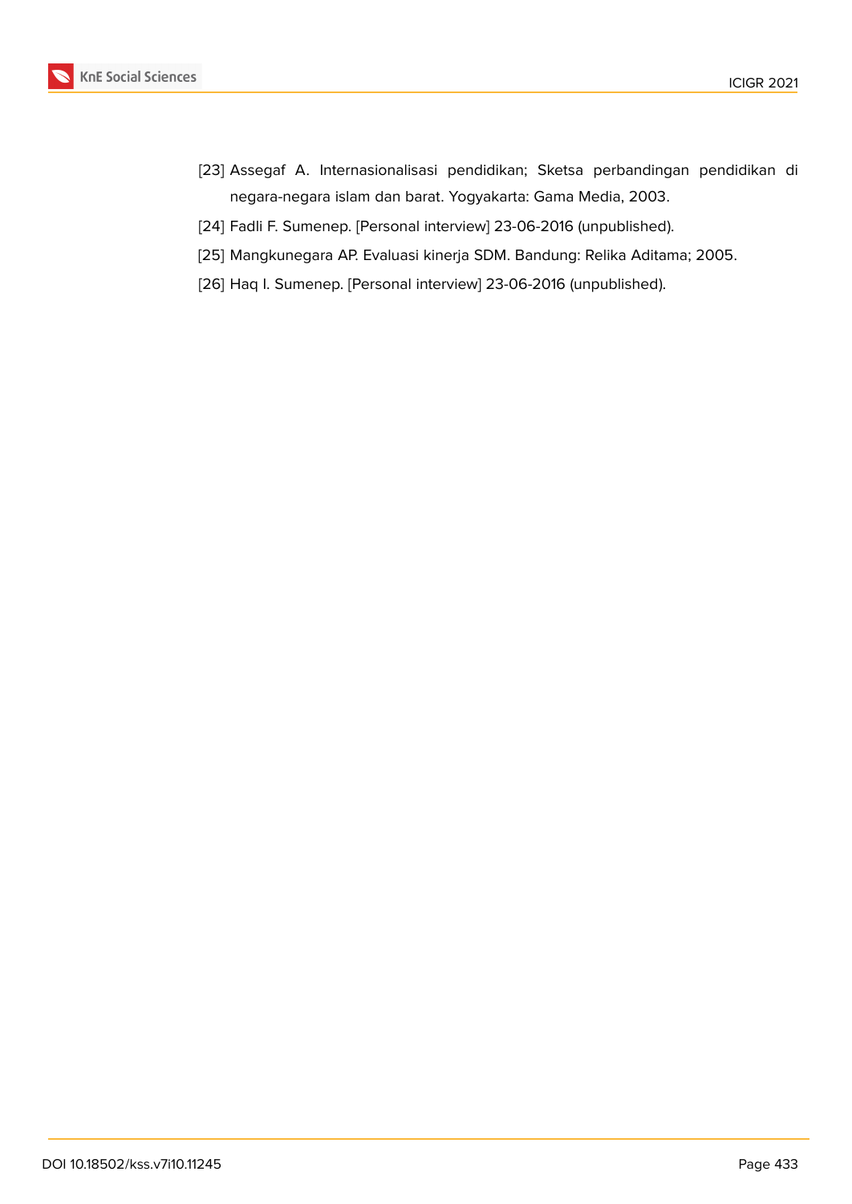[23] Assegaf A. Internasionalisasi pendidikan; Sketsa perbandingan pendidikan di negara-negara islam dan barat. Yogyakarta: Gama Media, 2003.

[24] Fadli F. Sumenep. [Personal interview] 23-06-2016 (unpublished).

[25] Mangkunegara AP. Evaluasi kinerja SDM. Bandung: Relika Aditama; 2005.

[26] Haq I. Sumenep. [Personal interview] 23-06-2016 (unpublished).